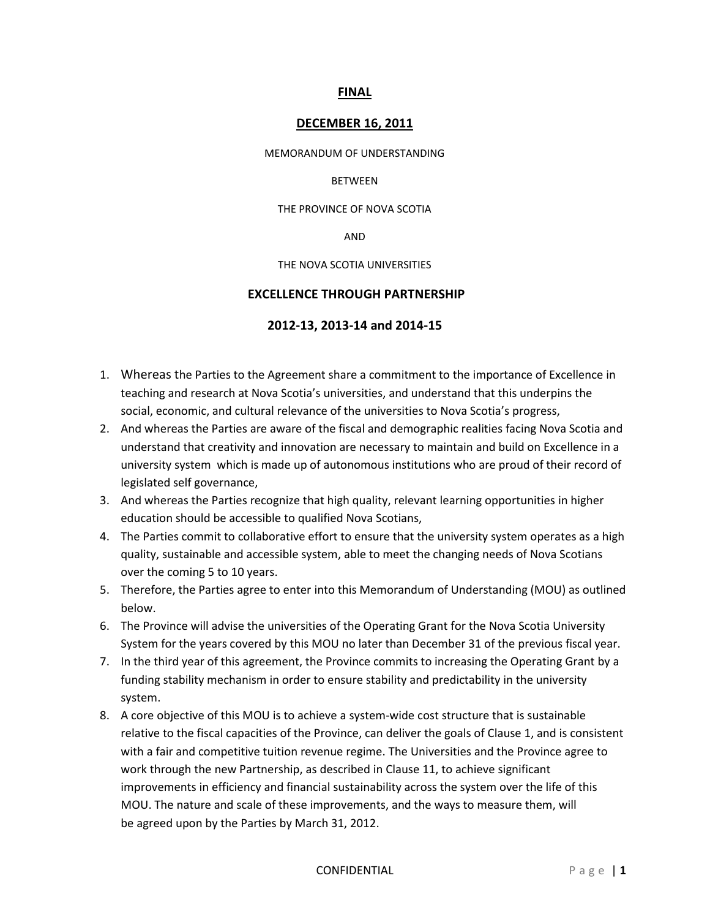**FINAL**

**DECEMBER 16, 2011**

MEMORANDUM OF UNDERSTANDING

BETWEEN

THE PROVINCE OF NOVA SCOTIA

AND

THE NOVA SCOTIA UNIVERSITIES

**EXCELLENCE THROUGH PARTNERSHIP**

**2012-13, 2013-14 and 2014-15**

1. Whereas the Parties to the Agreement share a commitment to the importance of Excellence in teaching and research at Nova Scotia's universities, and understand that this underpins the social, economic, and cultural relevance of the universities to Nova Scotia's progress,
2. And whereas the Parties are aware of the fiscal and demographic realities facing Nova Scotia and understand that creativity and innovation are necessary to maintain and build on Excellence in a university system which is made up of autonomous institutions who are proud of their record of legislated self governance,
3. And whereas the Parties recognize that high quality, relevant learning opportunities in higher education should be accessible to qualified Nova Scotians,
4. The Parties commit to collaborative effort to ensure that the university system operates as a high quality, sustainable and accessible system, able to meet the changing needs of Nova Scotians over the coming 5 to 10 years.
5. Therefore, the Parties agree to enter into this Memorandum of Understanding (MOU) as outlined below.
6. The Province will advise the universities of the Operating Grant for the Nova Scotia University System for the years covered by this MOU no later than December 31 of the previous fiscal year.
7. In the third year of this agreement, the Province commits to increasing the Operating Grant by a funding stability mechanism in order to ensure stability and predictability in the university system.
8. A core objective of this MOU is to achieve a system-wide cost structure that is sustainable relative to the fiscal capacities of the Province, can deliver the goals of Clause 1, and is consistent with a fair and competitive tuition revenue regime. The Universities and the Province agree to work through the new Partnership, as described in Clause 11, to achieve significant improvements in efficiency and financial sustainability across the system over the life of this MOU. The nature and scale of these improvements, and the ways to measure them, will be agreed upon by the Parties by March 31, 2012.

CONFIDENTIAL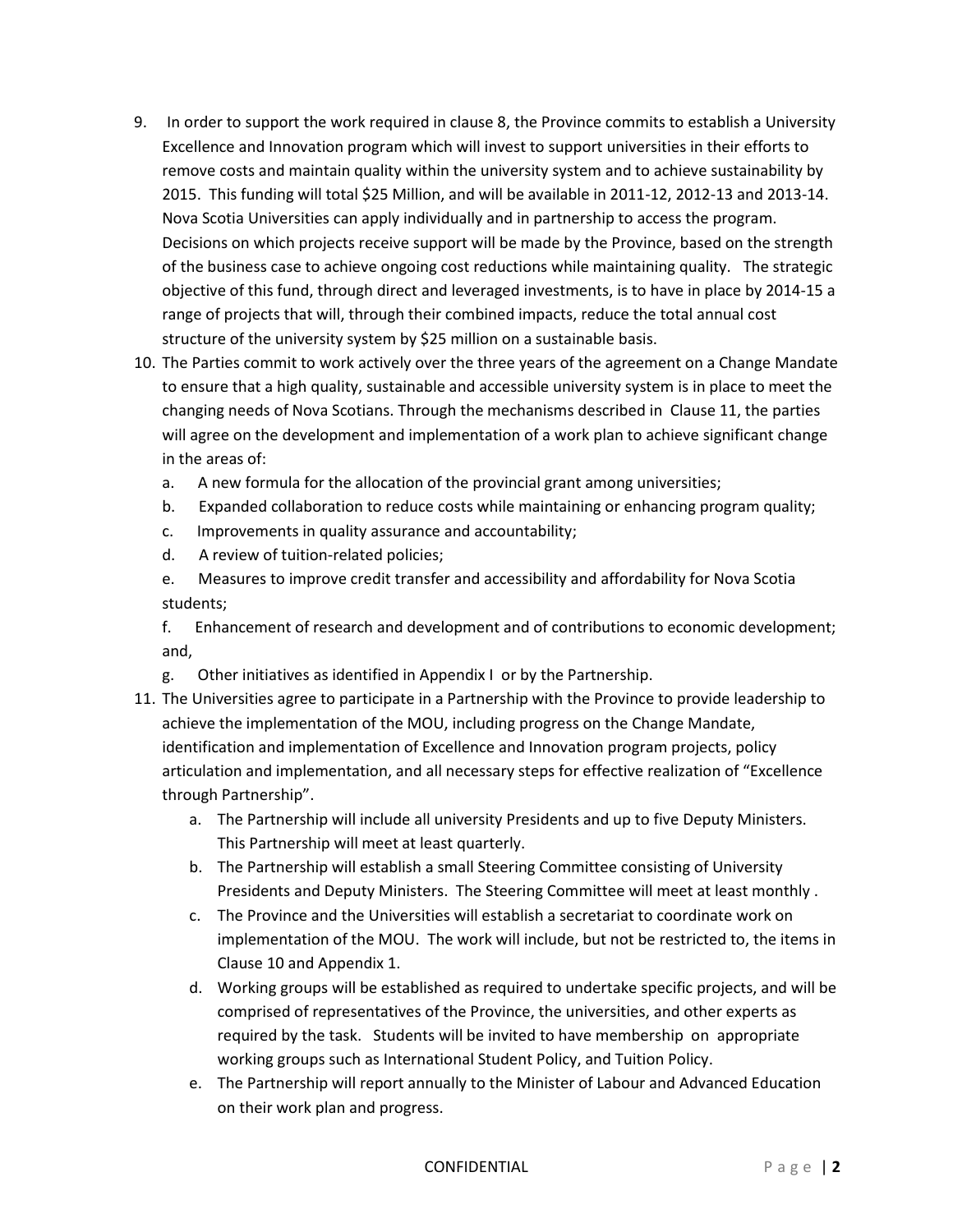9. In order to support the work required in clause 8, the Province commits to establish a University Excellence and Innovation program which will invest to support universities in their efforts to remove costs and maintain quality within the university system and to achieve sustainability by 2015. This funding will total $25 Million, and will be available in 2011-12, 2012-13 and 2013-14. Nova Scotia Universities can apply individually and in partnership to access the program. Decisions on which projects receive support will be made by the Province, based on the strength of the business case to achieve ongoing cost reductions while maintaining quality. The strategic objective of this fund, through direct and leveraged investments, is to have in place by 2014-15 a range of projects that will, through their combined impacts, reduce the total annual cost structure of the university system by $25 million on a sustainable basis.
10. The Parties commit to work actively over the three years of the agreement on a Change Mandate to ensure that a high quality, sustainable and accessible university system is in place to meet the changing needs of Nova Scotians. Through the mechanisms described in Clause 11, the parties will agree on the development and implementation of a work plan to achieve significant change in the areas of:
    a. A new formula for the allocation of the provincial grant among universities;
    b. Expanded collaboration to reduce costs while maintaining or enhancing program quality;
    c. Improvements in quality assurance and accountability;
    d. A review of tuition-related policies;
    e. Measures to improve credit transfer and accessibility and affordability for Nova Scotia students;
    f. Enhancement of research and development and of contributions to economic development; and,
    g. Other initiatives as identified in Appendix I or by the Partnership.
11. The Universities agree to participate in a Partnership with the Province to provide leadership to achieve the implementation of the MOU, including progress on the Change Mandate, identification and implementation of Excellence and Innovation program projects, policy articulation and implementation, and all necessary steps for effective realization of "Excellence through Partnership".
    a. The Partnership will include all university Presidents and up to five Deputy Ministers. This Partnership will meet at least quarterly.
    b. The Partnership will establish a small Steering Committee consisting of University Presidents and Deputy Ministers. The Steering Committee will meet at least monthly .
    c. The Province and the Universities will establish a secretariat to coordinate work on implementation of the MOU. The work will include, but not be restricted to, the items in Clause 10 and Appendix 1.
    d. Working groups will be established as required to undertake specific projects, and will be comprised of representatives of the Province, the universities, and other experts as required by the task. Students will be invited to have membership on appropriate working groups such as International Student Policy, and Tuition Policy.
    e. The Partnership will report annually to the Minister of Labour and Advanced Education on their work plan and progress.

CONFIDENTIAL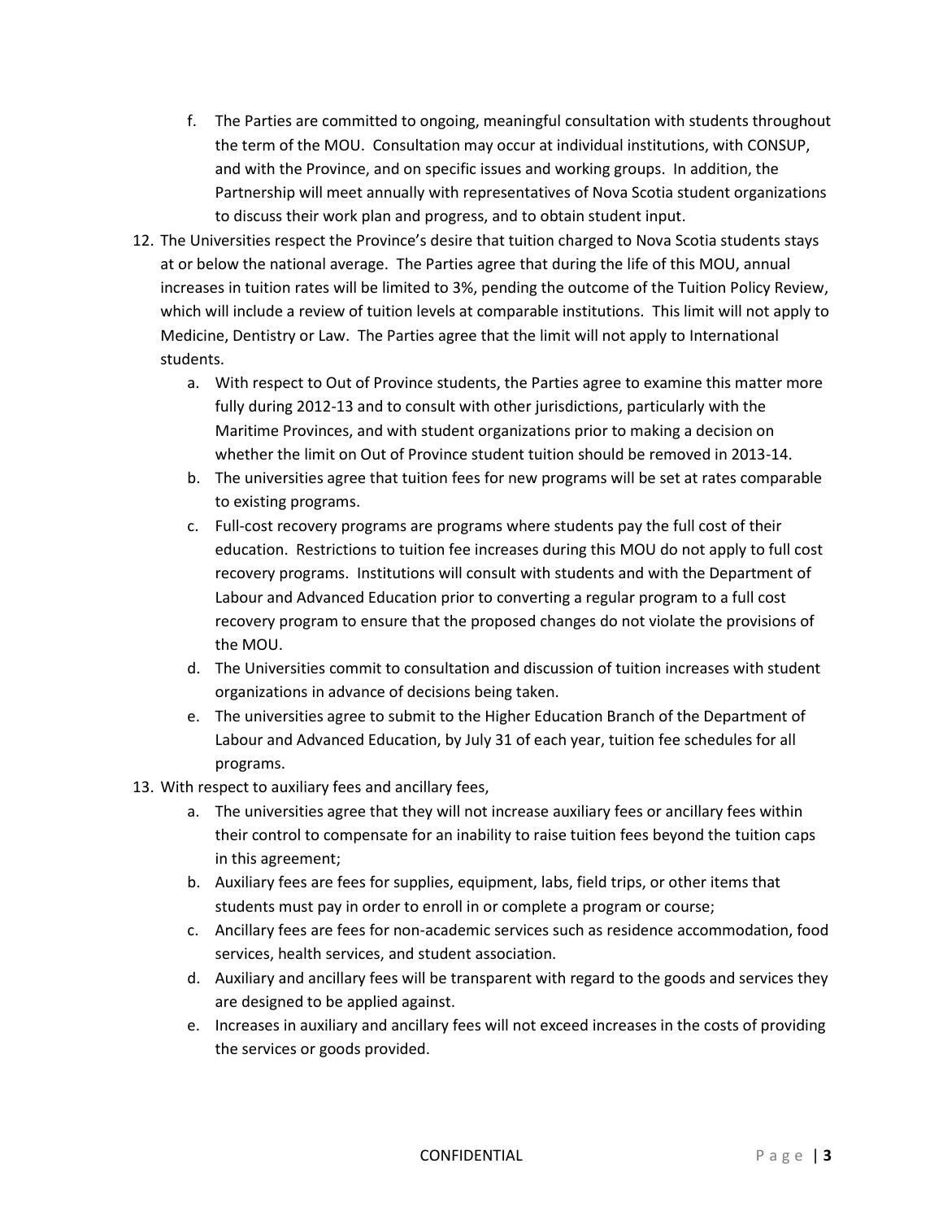f. The Parties are committed to ongoing, meaningful consultation with students throughout the term of the MOU. Consultation may occur at individual institutions, with CONSUP, and with the Province, and on specific issues and working groups. In addition, the Partnership will meet annually with representatives of Nova Scotia student organizations to discuss their work plan and progress, and to obtain student input.

12. The Universities respect the Province's desire that tuition charged to Nova Scotia students stays at or below the national average. The Parties agree that during the life of this MOU, annual increases in tuition rates will be limited to 3%, pending the outcome of the Tuition Policy Review, which will include a review of tuition levels at comparable institutions. This limit will not apply to Medicine, Dentistry or Law. The Parties agree that the limit will not apply to International students.
    a. With respect to Out of Province students, the Parties agree to examine this matter more fully during 2012-13 and to consult with other jurisdictions, particularly with the Maritime Provinces, and with student organizations prior to making a decision on whether the limit on Out of Province student tuition should be removed in 2013-14.
    b. The universities agree that tuition fees for new programs will be set at rates comparable to existing programs.
    c. Full-cost recovery programs are programs where students pay the full cost of their education. Restrictions to tuition fee increases during this MOU do not apply to full cost recovery programs. Institutions will consult with students and with the Department of Labour and Advanced Education prior to converting a regular program to a full cost recovery program to ensure that the proposed changes do not violate the provisions of the MOU.
    d. The Universities commit to consultation and discussion of tuition increases with student organizations in advance of decisions being taken.
    e. The universities agree to submit to the Higher Education Branch of the Department of Labour and Advanced Education, by July 31 of each year, tuition fee schedules for all programs.

13. With respect to auxiliary fees and ancillary fees,
    a. The universities agree that they will not increase auxiliary fees or ancillary fees within their control to compensate for an inability to raise tuition fees beyond the tuition caps in this agreement;
    b. Auxiliary fees are fees for supplies, equipment, labs, field trips, or other items that students must pay in order to enroll in or complete a program or course;
    c. Ancillary fees are fees for non-academic services such as residence accommodation, food services, health services, and student association.
    d. Auxiliary and ancillary fees will be transparent with regard to the goods and services they are designed to be applied against.
    e. Increases in auxiliary and ancillary fees will not exceed increases in the costs of providing the services or goods provided.

CONFIDENTIAL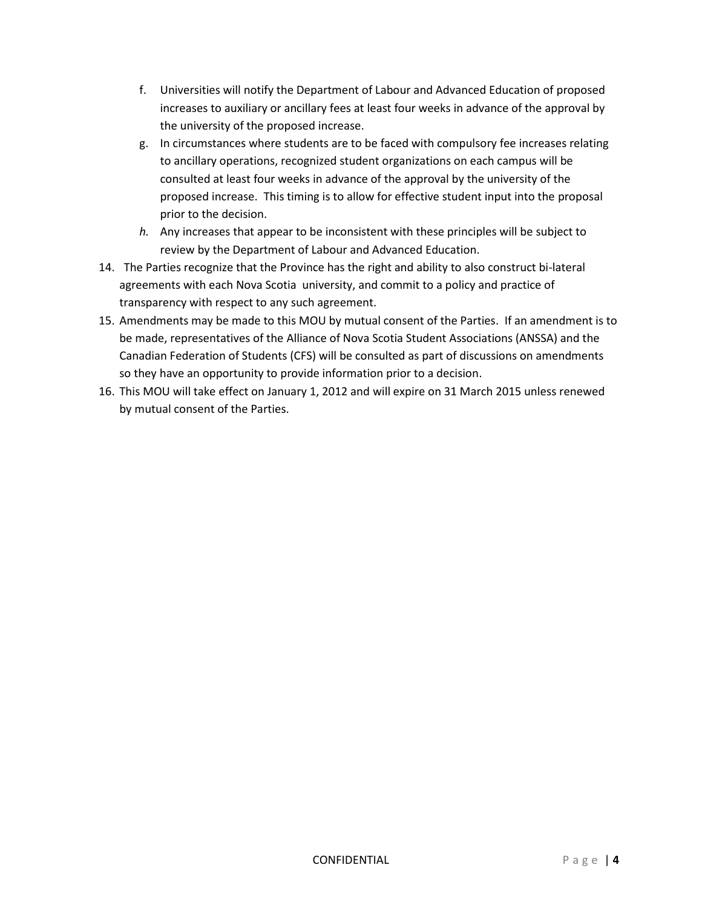f. Universities will notify the Department of Labour and Advanced Education of proposed increases to auxiliary or ancillary fees at least four weeks in advance of the approval by the university of the proposed increase.

g. In circumstances where students are to be faced with compulsory fee increases relating to ancillary operations, recognized student organizations on each campus will be consulted at least four weeks in advance of the approval by the university of the proposed increase. This timing is to allow for effective student input into the proposal prior to the decision.

*h.* Any increases that appear to be inconsistent with these principles will be subject to review by the Department of Labour and Advanced Education.

14. The Parties recognize that the Province has the right and ability to also construct bi-lateral agreements with each Nova Scotia university, and commit to a policy and practice of transparency with respect to any such agreement.

15. Amendments may be made to this MOU by mutual consent of the Parties. If an amendment is to be made, representatives of the Alliance of Nova Scotia Student Associations (ANSSA) and the Canadian Federation of Students (CFS) will be consulted as part of discussions on amendments so they have an opportunity to provide information prior to a decision.

16. This MOU will take effect on January 1, 2012 and will expire on 31 March 2015 unless renewed by mutual consent of the Parties.

CONFIDENTIAL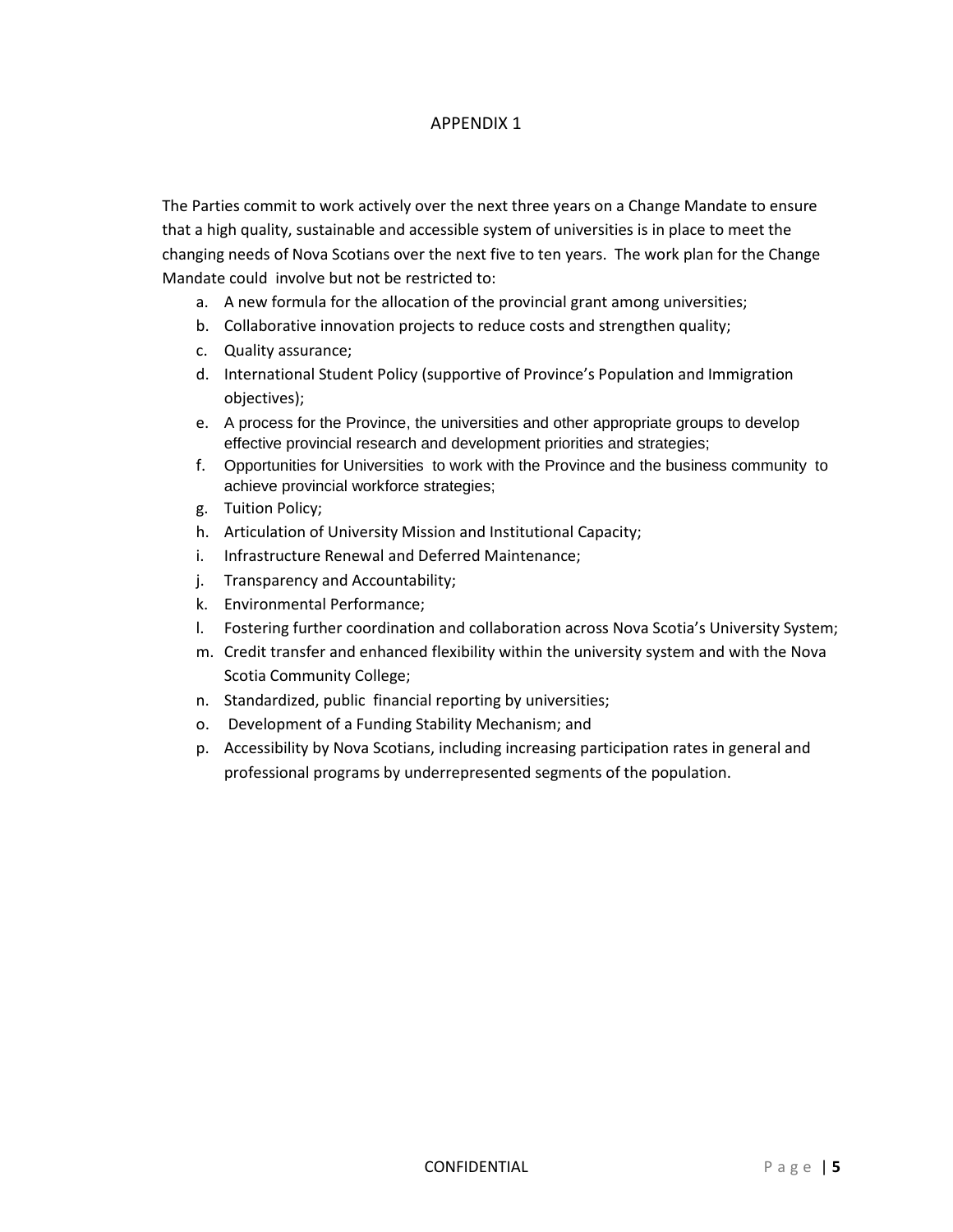# APPENDIX 1

The Parties commit to work actively over the next three years on a Change Mandate to ensure that a high quality, sustainable and accessible system of universities is in place to meet the changing needs of Nova Scotians over the next five to ten years. The work plan for the Change Mandate could involve but not be restricted to:

a. A new formula for the allocation of the provincial grant among universities;
b. Collaborative innovation projects to reduce costs and strengthen quality;
c. Quality assurance;
d. International Student Policy (supportive of Province's Population and Immigration objectives);
e. A process for the Province, the universities and other appropriate groups to develop effective provincial research and development priorities and strategies;
f. Opportunities for Universities to work with the Province and the business community to achieve provincial workforce strategies;
g. Tuition Policy;
h. Articulation of University Mission and Institutional Capacity;
i. Infrastructure Renewal and Deferred Maintenance;
j. Transparency and Accountability;
k. Environmental Performance;
l. Fostering further coordination and collaboration across Nova Scotia's University System;
m. Credit transfer and enhanced flexibility within the university system and with the Nova Scotia Community College;
n. Standardized, public financial reporting by universities;
o. Development of a Funding Stability Mechanism; and
p. Accessibility by Nova Scotians, including increasing participation rates in general and professional programs by underrepresented segments of the population.

CONFIDENTIAL